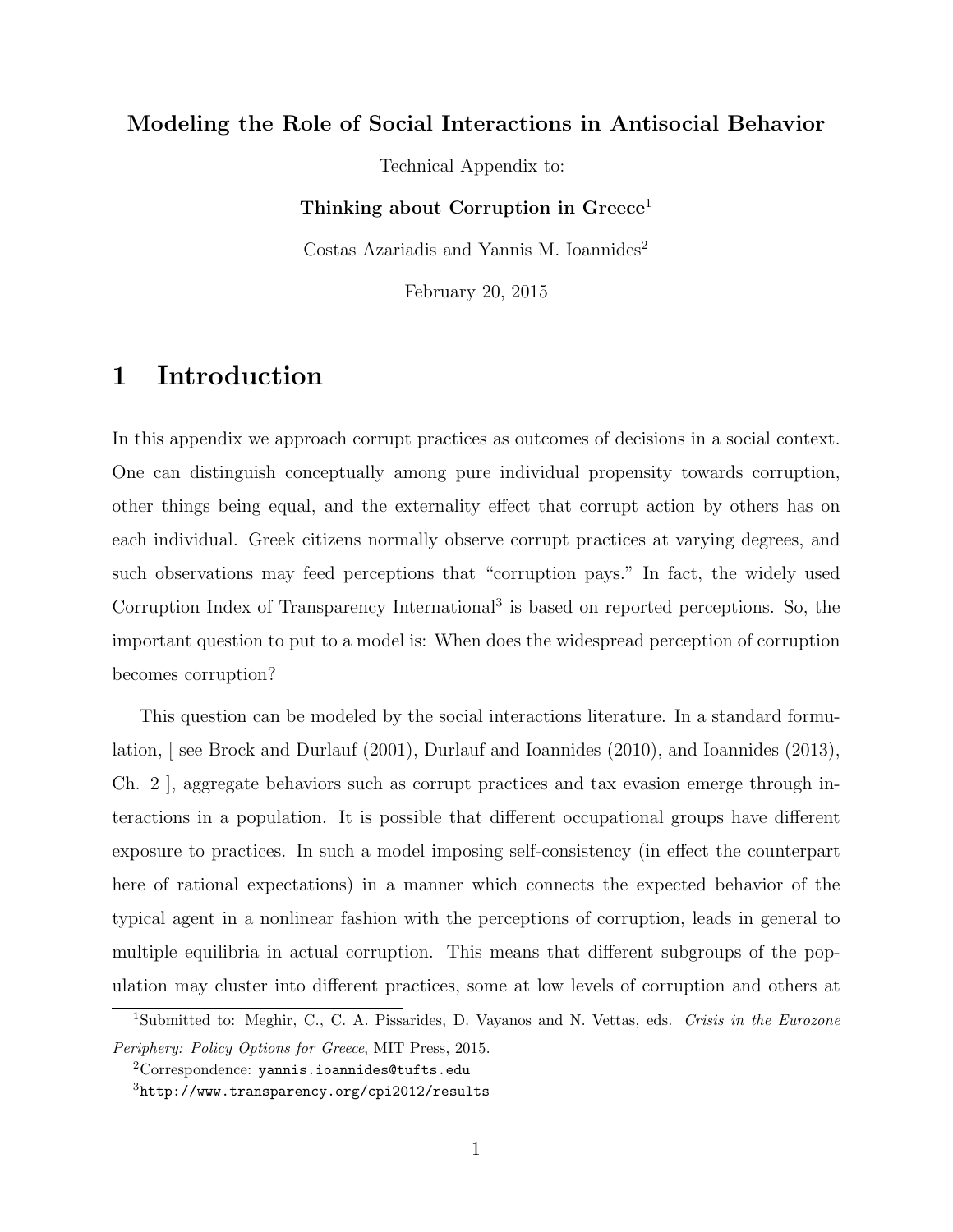**Modeling the Role of Social Interactions in Antisocial Behavior**

Technical Appendix to:

**Thinking about Corruption in Greece**[1]

Costas Azariadis and Yannis M. Ioannides[2]

February 20, 2015

# 1 Introduction

In this appendix we approach corrupt practices as outcomes of decisions in a social context. One can distinguish conceptually among pure individual propensity towards corruption, other things being equal, and the externality effect that corrupt action by others has on each individual. Greek citizens normally observe corrupt practices at varying degrees, and such observations may feed perceptions that "corruption pays." In fact, the widely used Corruption Index of Transparency International[3] is based on reported perceptions. So, the important question to put to a model is: When does the widespread perception of corruption becomes corruption?

This question can be modeled by the social interactions literature. In a standard formulation, [ see Brock and Durlauf (2001), Durlauf and Ioannides (2010), and Ioannides (2013), Ch. 2 ], aggregate behaviors such as corrupt practices and tax evasion emerge through interactions in a population. It is possible that different occupational groups have different exposure to practices. In such a model imposing self-consistency (in effect the counterpart here of rational expectations) in a manner which connects the expected behavior of the typical agent in a nonlinear fashion with the perceptions of corruption, leads in general to multiple equilibria in actual corruption. This means that different subgroups of the population may cluster into different practices, some at low levels of corruption and others at

[1] Submitted to: Meghir, C., C. A. Pissarides, D. Vayanos and N. Vettas, eds. *Crisis in the Eurozone Periphery: Policy Options for Greece*, MIT Press, 2015.

[2] Correspondence: `yannis.ioannides@tufts.edu`

[3] `http://www.transparency.org/cpi2012/results`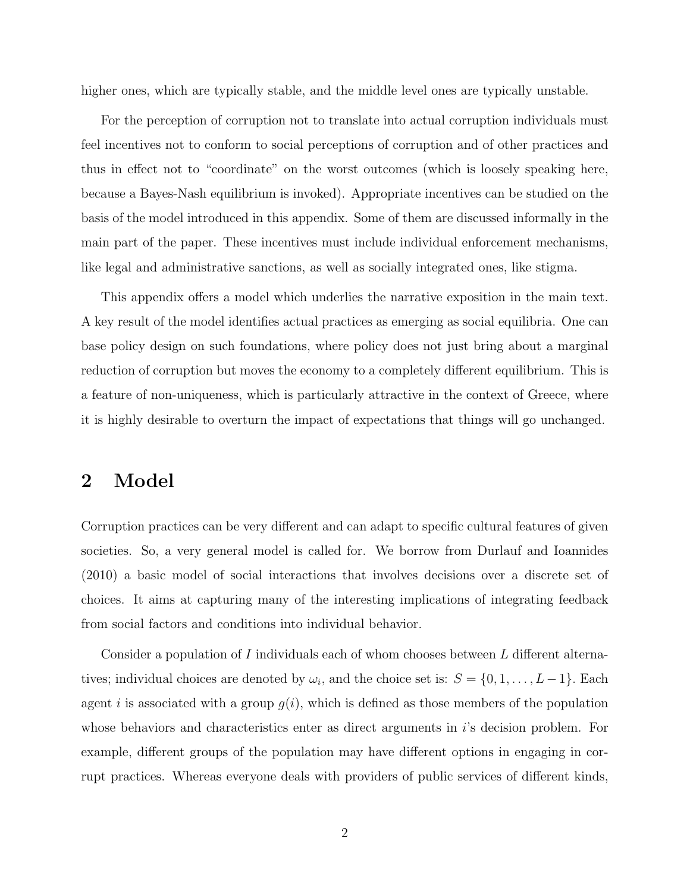higher ones, which are typically stable, and the middle level ones are typically unstable.

For the perception of corruption not to translate into actual corruption individuals must feel incentives not to conform to social perceptions of corruption and of other practices and thus in effect not to "coordinate" on the worst outcomes (which is loosely speaking here, because a Bayes-Nash equilibrium is invoked). Appropriate incentives can be studied on the basis of the model introduced in this appendix. Some of them are discussed informally in the main part of the paper. These incentives must include individual enforcement mechanisms, like legal and administrative sanctions, as well as socially integrated ones, like stigma.

This appendix offers a model which underlies the narrative exposition in the main text. A key result of the model identifies actual practices as emerging as social equilibria. One can base policy design on such foundations, where policy does not just bring about a marginal reduction of corruption but moves the economy to a completely different equilibrium. This is a feature of non-uniqueness, which is particularly attractive in the context of Greece, where it is highly desirable to overturn the impact of expectations that things will go unchanged.

## 2 Model

Corruption practices can be very different and can adapt to specific cultural features of given societies. So, a very general model is called for. We borrow from Durlauf and Ioannides (2010) a basic model of social interactions that involves decisions over a discrete set of choices. It aims at capturing many of the interesting implications of integrating feedback from social factors and conditions into individual behavior.

Consider a population of $I$ individuals each of whom chooses between $L$ different alternatives; individual choices are denoted by $\omega_i$, and the choice set is: $S = \{0, 1, \ldots, L-1\}$. Each agent $i$ is associated with a group $g(i)$, which is defined as those members of the population whose behaviors and characteristics enter as direct arguments in $i$'s decision problem. For example, different groups of the population may have different options in engaging in corrupt practices. Whereas everyone deals with providers of public services of different kinds,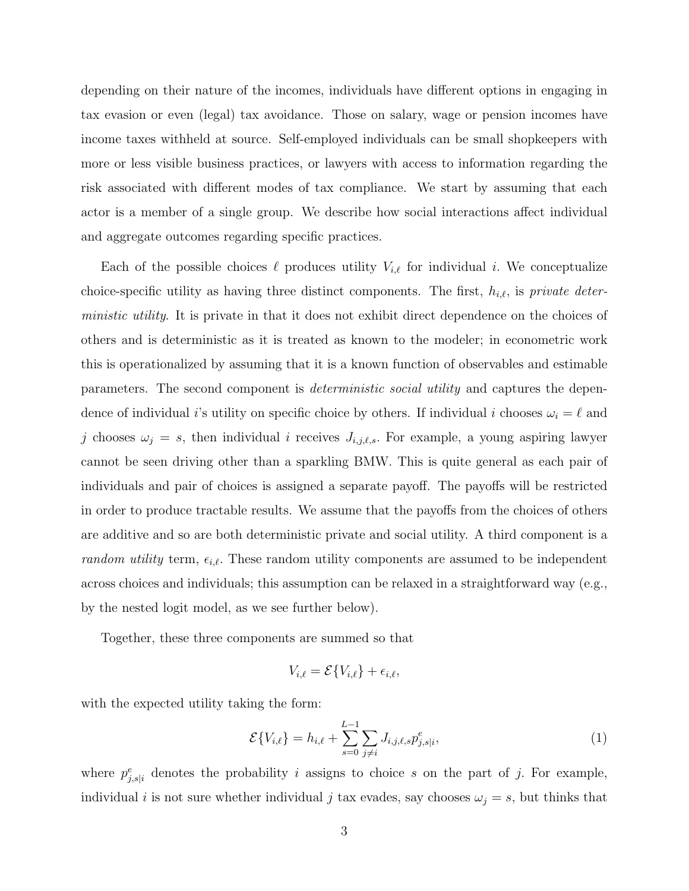depending on their nature of the incomes, individuals have different options in engaging in tax evasion or even (legal) tax avoidance. Those on salary, wage or pension incomes have income taxes withheld at source. Self-employed individuals can be small shopkeepers with more or less visible business practices, or lawyers with access to information regarding the risk associated with different modes of tax compliance. We start by assuming that each actor is a member of a single group. We describe how social interactions affect individual and aggregate outcomes regarding specific practices.

Each of the possible choices $\ell$ produces utility $V_{i,\ell}$ for individual $i$. We conceptualize choice-specific utility as having three distinct components. The first, $h_{i,\ell}$, is *private deterministic utility*. It is private in that it does not exhibit direct dependence on the choices of others and is deterministic as it is treated as known to the modeler; in econometric work this is operationalized by assuming that it is a known function of observables and estimable parameters. The second component is *deterministic social utility* and captures the dependence of individual $i$'s utility on specific choice by others. If individual $i$ chooses $\omega_i = \ell$ and $j$ chooses $\omega_j = s$, then individual $i$ receives $J_{i,j,\ell,s}$. For example, a young aspiring lawyer cannot be seen driving other than a sparkling BMW. This is quite general as each pair of individuals and pair of choices is assigned a separate payoff. The payoffs will be restricted in order to produce tractable results. We assume that the payoffs from the choices of others are additive and so are both deterministic private and social utility. A third component is a *random utility* term, $\epsilon_{i,\ell}$. These random utility components are assumed to be independent across choices and individuals; this assumption can be relaxed in a straightforward way (e.g., by the nested logit model, as we see further below).

Together, these three components are summed so that

$$V_{i,\ell} = \mathcal{E}\{V_{i,\ell}\} + \epsilon_{i,\ell},$$

with the expected utility taking the form:

$$\mathcal{E}\{V_{i,\ell}\} = h_{i,\ell} + \sum_{s=0}^{L-1} \sum_{j \neq i} J_{i,j,\ell,s} p^e_{j,s|i}, \tag{1}$$

where $p^e_{j,s|i}$ denotes the probability $i$ assigns to choice $s$ on the part of $j$. For example, individual $i$ is not sure whether individual $j$ tax evades, say chooses $\omega_j = s$, but thinks that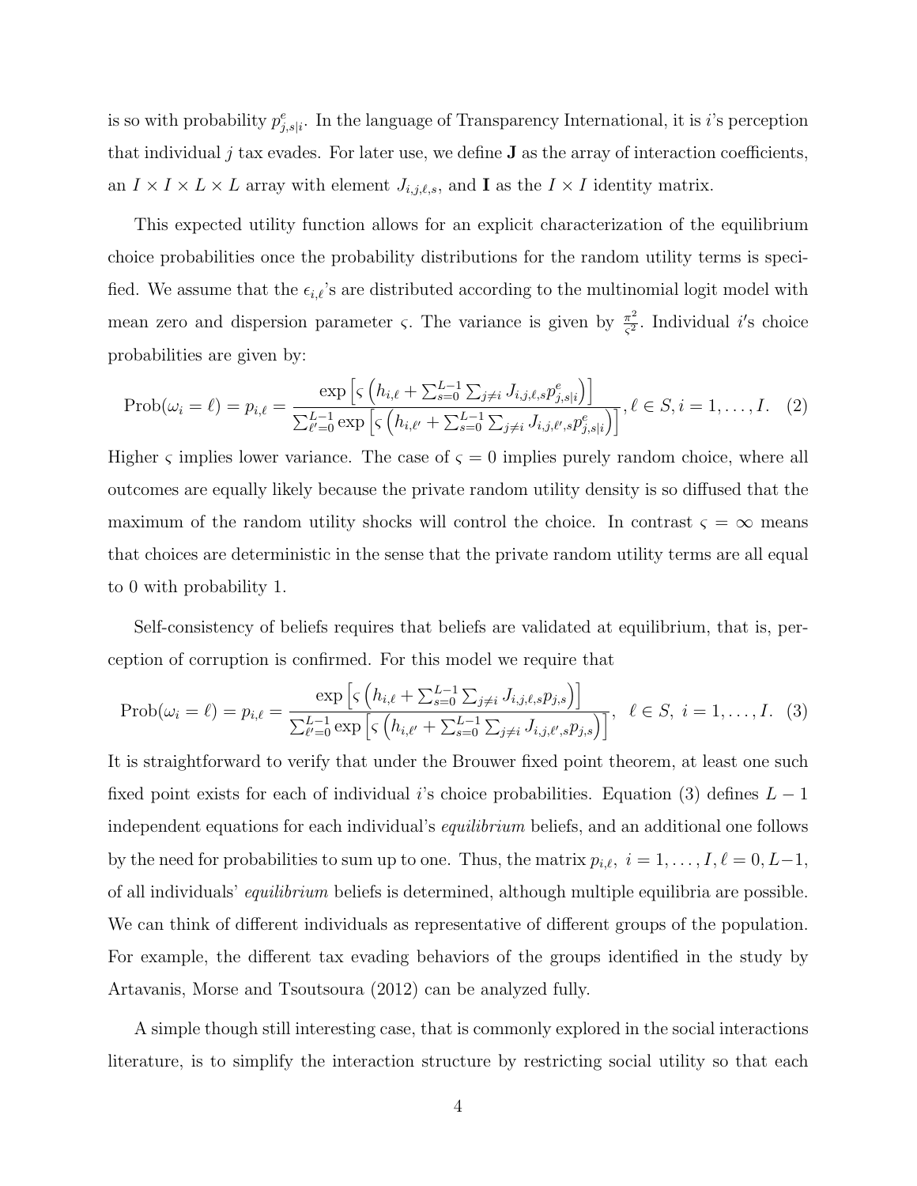is so with probability $p^e_{j,s|i}$. In the language of Transparency International, it is $i$'s perception that individual $j$ tax evades. For later use, we define $\mathbf{J}$ as the array of interaction coefficients, an $I \times I \times L \times L$ array with element $J_{i,j,\ell,s}$, and $\mathbf{I}$ as the $I \times I$ identity matrix.

This expected utility function allows for an explicit characterization of the equilibrium choice probabilities once the probability distributions for the random utility terms is specified. We assume that the $\epsilon_{i,\ell}$'s are distributed according to the multinomial logit model with mean zero and dispersion parameter $\varsigma$. The variance is given by $\frac{\pi^2}{\varsigma^2}$. Individual $i$'s choice probabilities are given by:

$$\text{Prob}(\omega_i = \ell) = p_{i,\ell} = \frac{\exp\left[\varsigma\left(h_{i,\ell} + \sum_{s=0}^{L-1}\sum_{j\neq i} J_{i,j,\ell,s}p^e_{j,s|i}\right)\right]}{\sum_{\ell'=0}^{L-1}\exp\left[\varsigma\left(h_{i,\ell'} + \sum_{s=0}^{L-1}\sum_{j\neq i} J_{i,j,\ell',s}p^e_{j,s|i}\right)\right]}, \ell \in S, i = 1,\ldots,I. \quad (2)$$

Higher $\varsigma$ implies lower variance. The case of $\varsigma = 0$ implies purely random choice, where all outcomes are equally likely because the private random utility density is so diffused that the maximum of the random utility shocks will control the choice. In contrast $\varsigma = \infty$ means that choices are deterministic in the sense that the private random utility terms are all equal to 0 with probability 1.

Self-consistency of beliefs requires that beliefs are validated at equilibrium, that is, perception of corruption is confirmed. For this model we require that

$$\text{Prob}(\omega_i = \ell) = p_{i,\ell} = \frac{\exp\left[\varsigma\left(h_{i,\ell} + \sum_{s=0}^{L-1}\sum_{j\neq i} J_{i,j,\ell,s}p_{j,s}\right)\right]}{\sum_{\ell'=0}^{L-1}\exp\left[\varsigma\left(h_{i,\ell'} + \sum_{s=0}^{L-1}\sum_{j\neq i} J_{i,j,\ell',s}p_{j,s}\right)\right]}, \quad \ell \in S, \; i = 1,\ldots,I. \quad (3)$$

It is straightforward to verify that under the Brouwer fixed point theorem, at least one such fixed point exists for each of individual $i$'s choice probabilities. Equation (3) defines $L-1$ independent equations for each individual's *equilibrium* beliefs, and an additional one follows by the need for probabilities to sum up to one. Thus, the matrix $p_{i,\ell}, \; i = 1,\ldots,I, \ell = 0, L-1$, of all individuals' *equilibrium* beliefs is determined, although multiple equilibria are possible. We can think of different individuals as representative of different groups of the population. For example, the different tax evading behaviors of the groups identified in the study by Artavanis, Morse and Tsoutsoura (2012) can be analyzed fully.

A simple though still interesting case, that is commonly explored in the social interactions literature, is to simplify the interaction structure by restricting social utility so that each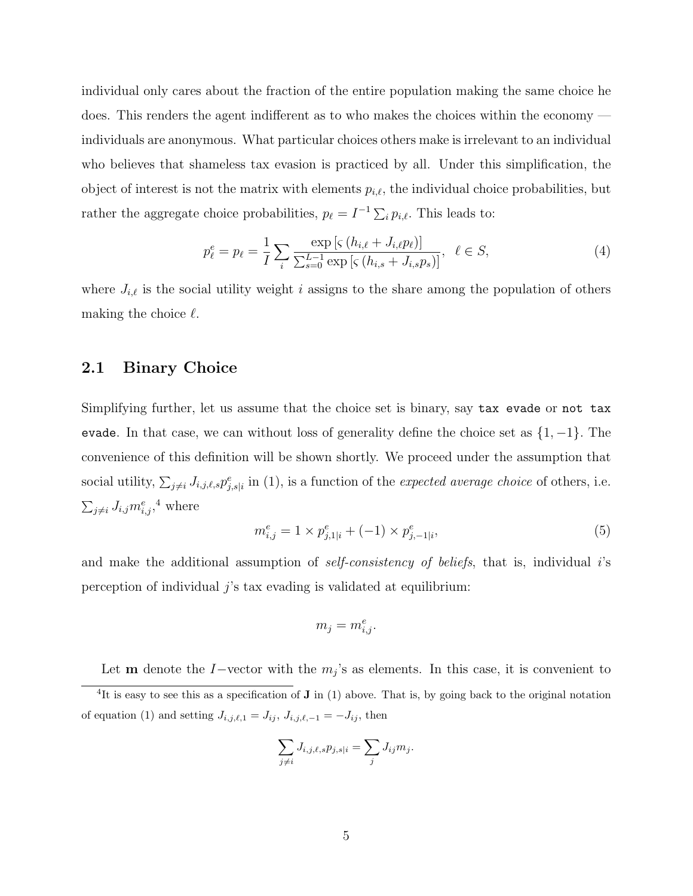individual only cares about the fraction of the entire population making the same choice he does. This renders the agent indifferent as to who makes the choices within the economy — individuals are anonymous. What particular choices others make is irrelevant to an individual who believes that shameless tax evasion is practiced by all. Under this simplification, the object of interest is not the matrix with elements $p_{i,\ell}$, the individual choice probabilities, but rather the aggregate choice probabilities, $p_\ell = I^{-1} \sum_i p_{i,\ell}$. This leads to:

$$p^e_\ell = p_\ell = \frac{1}{I} \sum_i \frac{\exp\left[\varsigma\left(h_{i,\ell} + J_{i,\ell} p_\ell\right)\right]}{\sum_{s=0}^{L-1} \exp\left[\varsigma\left(h_{i,s} + J_{i,s} p_s\right)\right]}, \quad \ell \in S, \tag{4}$$

where $J_{i,\ell}$ is the social utility weight $i$ assigns to the share among the population of others making the choice $\ell$.

## 2.1 Binary Choice

Simplifying further, let us assume that the choice set is binary, say `tax evade` or `not tax evade`. In that case, we can without loss of generality define the choice set as $\{1, -1\}$. The convenience of this definition will be shown shortly. We proceed under the assumption that social utility, $\sum_{j \neq i} J_{i,j,\ell,s} p^e_{j,s|i}$ in (1), is a function of the *expected average choice* of others, i.e. $\sum_{j \neq i} J_{i,j} m^e_{i,j}$,[4] where

$$m^e_{i,j} = 1 \times p^e_{j,1|i} + (-1) \times p^e_{j,-1|i}, \tag{5}$$

and make the additional assumption of *self-consistency of beliefs*, that is, individual $i$'s perception of individual $j$'s tax evading is validated at equilibrium:

$$m_j = m^e_{i,j}.$$

Let $\mathbf{m}$ denote the $I-$vector with the $m_j$'s as elements. In this case, it is convenient to

[4]It is easy to see this as a specification of $\mathbf{J}$ in (1) above. That is, by going back to the original notation of equation (1) and setting $J_{i,j,\ell,1} = J_{ij}$, $J_{i,j,\ell,-1} = -J_{ij}$, then

$$\sum_{j \neq i} J_{i,j,\ell,s} p_{j,s|i} = \sum_j J_{ij} m_j.$$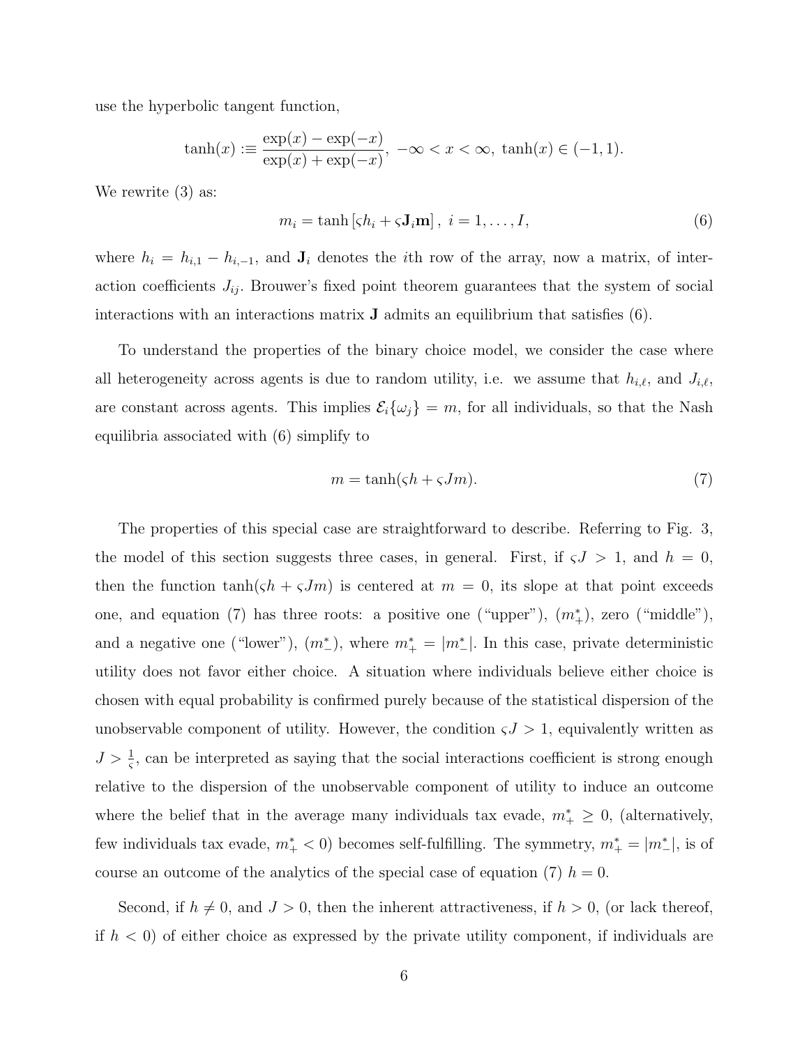use the hyperbolic tangent function,

$$\tanh(x) :\equiv \frac{\exp(x) - \exp(-x)}{\exp(x) + \exp(-x)},\ -\infty < x < \infty,\ \tanh(x) \in (-1, 1).$$

We rewrite (3) as:

$$m_i = \tanh\left[\varsigma h_i + \varsigma \mathbf{J}_i \mathbf{m}\right],\ i = 1, \ldots, I, \tag{6}$$

where $h_i = h_{i,1} - h_{i,-1}$, and $\mathbf{J}_i$ denotes the $i$th row of the array, now a matrix, of interaction coefficients $J_{ij}$. Brouwer's fixed point theorem guarantees that the system of social interactions with an interactions matrix $\mathbf{J}$ admits an equilibrium that satisfies (6).

To understand the properties of the binary choice model, we consider the case where all heterogeneity across agents is due to random utility, i.e. we assume that $h_{i,\ell}$, and $J_{i,\ell}$, are constant across agents. This implies $\mathcal{E}_i\{\omega_j\} = m$, for all individuals, so that the Nash equilibria associated with (6) simplify to

$$m = \tanh(\varsigma h + \varsigma J m). \tag{7}$$

The properties of this special case are straightforward to describe. Referring to Fig. 3, the model of this section suggests three cases, in general. First, if $\varsigma J > 1$, and $h = 0$, then the function $\tanh(\varsigma h + \varsigma J m)$ is centered at $m = 0$, its slope at that point exceeds one, and equation (7) has three roots: a positive one ("upper"), $(m_+^*)$, zero ("middle"), and a negative one ("lower"), $(m_-^*)$, where $m_+^* = |m_-^*|$. In this case, private deterministic utility does not favor either choice. A situation where individuals believe either choice is chosen with equal probability is confirmed purely because of the statistical dispersion of the unobservable component of utility. However, the condition $\varsigma J > 1$, equivalently written as $J > \frac{1}{\varsigma}$, can be interpreted as saying that the social interactions coefficient is strong enough relative to the dispersion of the unobservable component of utility to induce an outcome where the belief that in the average many individuals tax evade, $m_+^* \geq 0$, (alternatively, few individuals tax evade, $m_+^* < 0$) becomes self-fulfilling. The symmetry, $m_+^* = |m_-^*|$, is of course an outcome of the analytics of the special case of equation (7) $h = 0$.

Second, if $h \neq 0$, and $J > 0$, then the inherent attractiveness, if $h > 0$, (or lack thereof, if $h < 0$) of either choice as expressed by the private utility component, if individuals are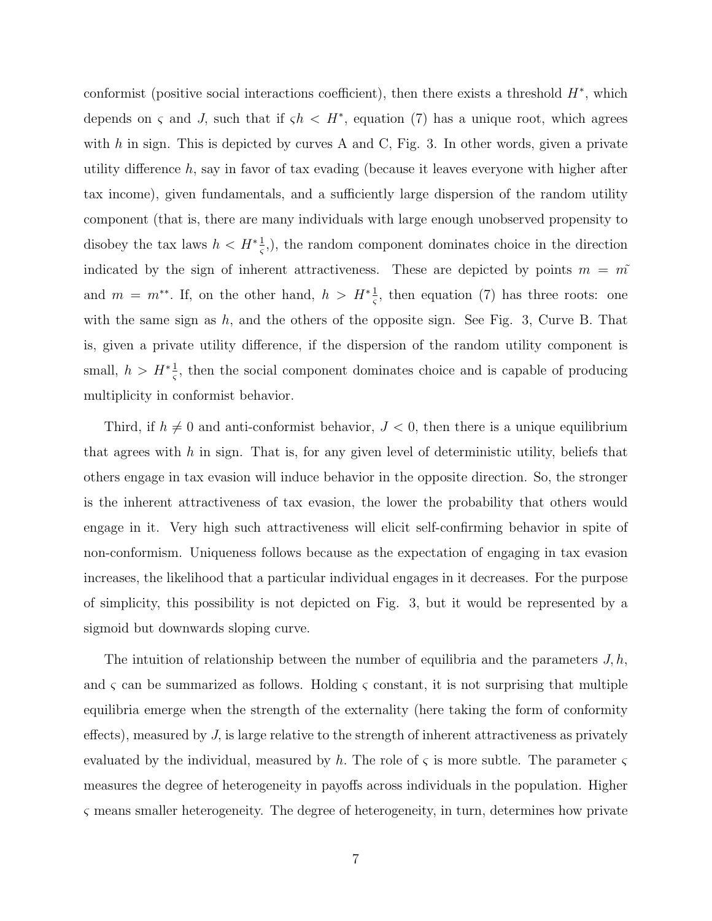conformist (positive social interactions coefficient), then there exists a threshold $H^*$, which depends on $\varsigma$ and $J$, such that if $\varsigma h < H^*$, equation (7) has a unique root, which agrees with $h$ in sign. This is depicted by curves A and C, Fig. 3. In other words, given a private utility difference $h$, say in favor of tax evading (because it leaves everyone with higher after tax income), given fundamentals, and a sufficiently large dispersion of the random utility component (that is, there are many individuals with large enough unobserved propensity to disobey the tax laws $h < H^* \frac{1}{\varsigma}$,), the random component dominates choice in the direction indicated by the sign of inherent attractiveness. These are depicted by points $m = \tilde{m}$ and $m = m^{**}$. If, on the other hand, $h > H^* \frac{1}{\varsigma}$, then equation (7) has three roots: one with the same sign as $h$, and the others of the opposite sign. See Fig. 3, Curve B. That is, given a private utility difference, if the dispersion of the random utility component is small, $h > H^* \frac{1}{\varsigma}$, then the social component dominates choice and is capable of producing multiplicity in conformist behavior.

Third, if $h \neq 0$ and anti-conformist behavior, $J < 0$, then there is a unique equilibrium that agrees with $h$ in sign. That is, for any given level of deterministic utility, beliefs that others engage in tax evasion will induce behavior in the opposite direction. So, the stronger is the inherent attractiveness of tax evasion, the lower the probability that others would engage in it. Very high such attractiveness will elicit self-confirming behavior in spite of non-conformism. Uniqueness follows because as the expectation of engaging in tax evasion increases, the likelihood that a particular individual engages in it decreases. For the purpose of simplicity, this possibility is not depicted on Fig. 3, but it would be represented by a sigmoid but downwards sloping curve.

The intuition of relationship between the number of equilibria and the parameters $J, h$, and $\varsigma$ can be summarized as follows. Holding $\varsigma$ constant, it is not surprising that multiple equilibria emerge when the strength of the externality (here taking the form of conformity effects), measured by $J$, is large relative to the strength of inherent attractiveness as privately evaluated by the individual, measured by $h$. The role of $\varsigma$ is more subtle. The parameter $\varsigma$ measures the degree of heterogeneity in payoffs across individuals in the population. Higher $\varsigma$ means smaller heterogeneity. The degree of heterogeneity, in turn, determines how private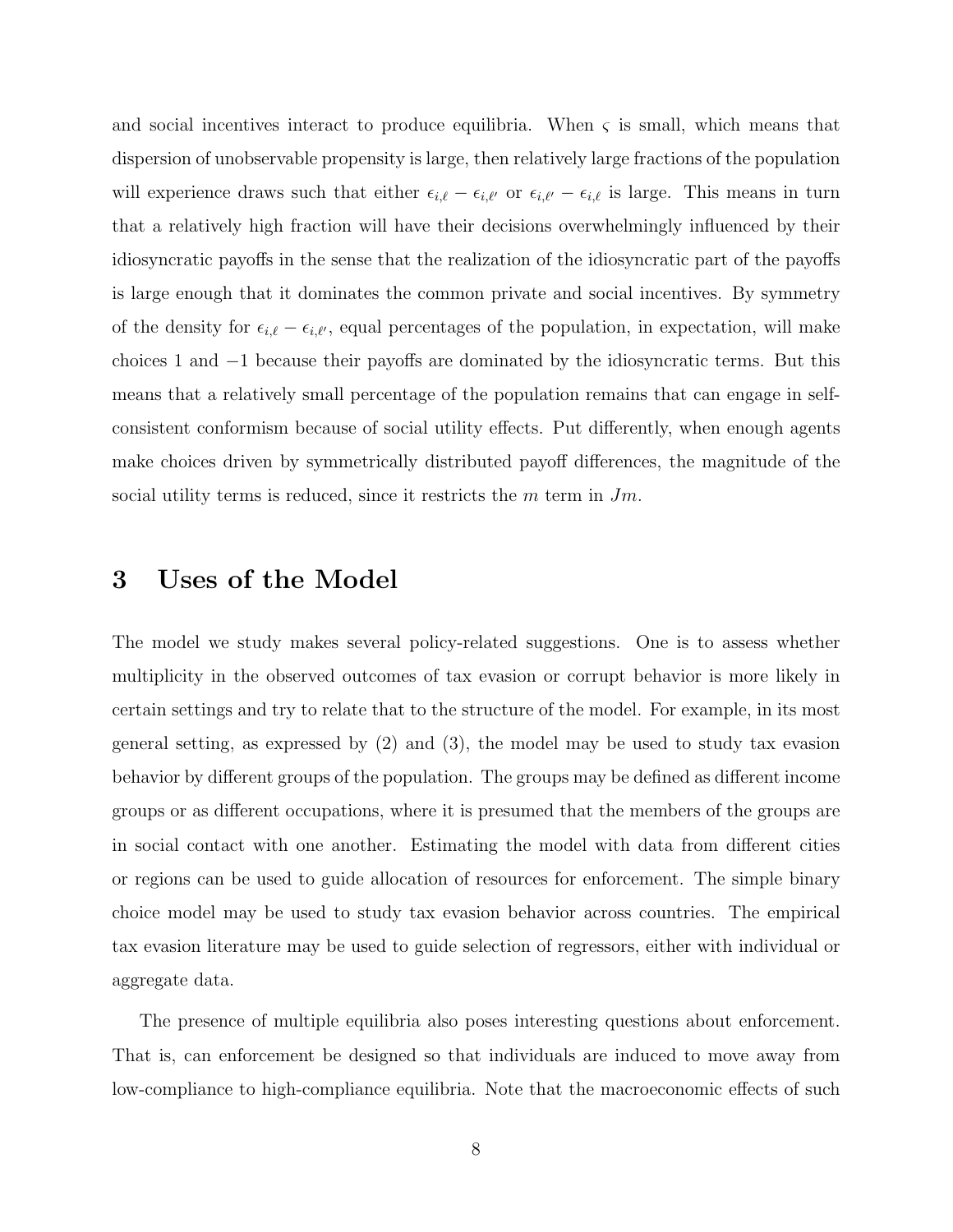and social incentives interact to produce equilibria. When $\varsigma$ is small, which means that dispersion of unobservable propensity is large, then relatively large fractions of the population will experience draws such that either $\epsilon_{i,\ell} - \epsilon_{i,\ell'}$ or $\epsilon_{i,\ell'} - \epsilon_{i,\ell}$ is large. This means in turn that a relatively high fraction will have their decisions overwhelmingly influenced by their idiosyncratic payoffs in the sense that the realization of the idiosyncratic part of the payoffs is large enough that it dominates the common private and social incentives. By symmetry of the density for $\epsilon_{i,\ell} - \epsilon_{i,\ell'}$, equal percentages of the population, in expectation, will make choices 1 and $-1$ because their payoffs are dominated by the idiosyncratic terms. But this means that a relatively small percentage of the population remains that can engage in self-consistent conformism because of social utility effects. Put differently, when enough agents make choices driven by symmetrically distributed payoff differences, the magnitude of the social utility terms is reduced, since it restricts the $m$ term in $Jm$.

# 3 Uses of the Model

The model we study makes several policy-related suggestions. One is to assess whether multiplicity in the observed outcomes of tax evasion or corrupt behavior is more likely in certain settings and try to relate that to the structure of the model. For example, in its most general setting, as expressed by (2) and (3), the model may be used to study tax evasion behavior by different groups of the population. The groups may be defined as different income groups or as different occupations, where it is presumed that the members of the groups are in social contact with one another. Estimating the model with data from different cities or regions can be used to guide allocation of resources for enforcement. The simple binary choice model may be used to study tax evasion behavior across countries. The empirical tax evasion literature may be used to guide selection of regressors, either with individual or aggregate data.

The presence of multiple equilibria also poses interesting questions about enforcement. That is, can enforcement be designed so that individuals are induced to move away from low-compliance to high-compliance equilibria. Note that the macroeconomic effects of such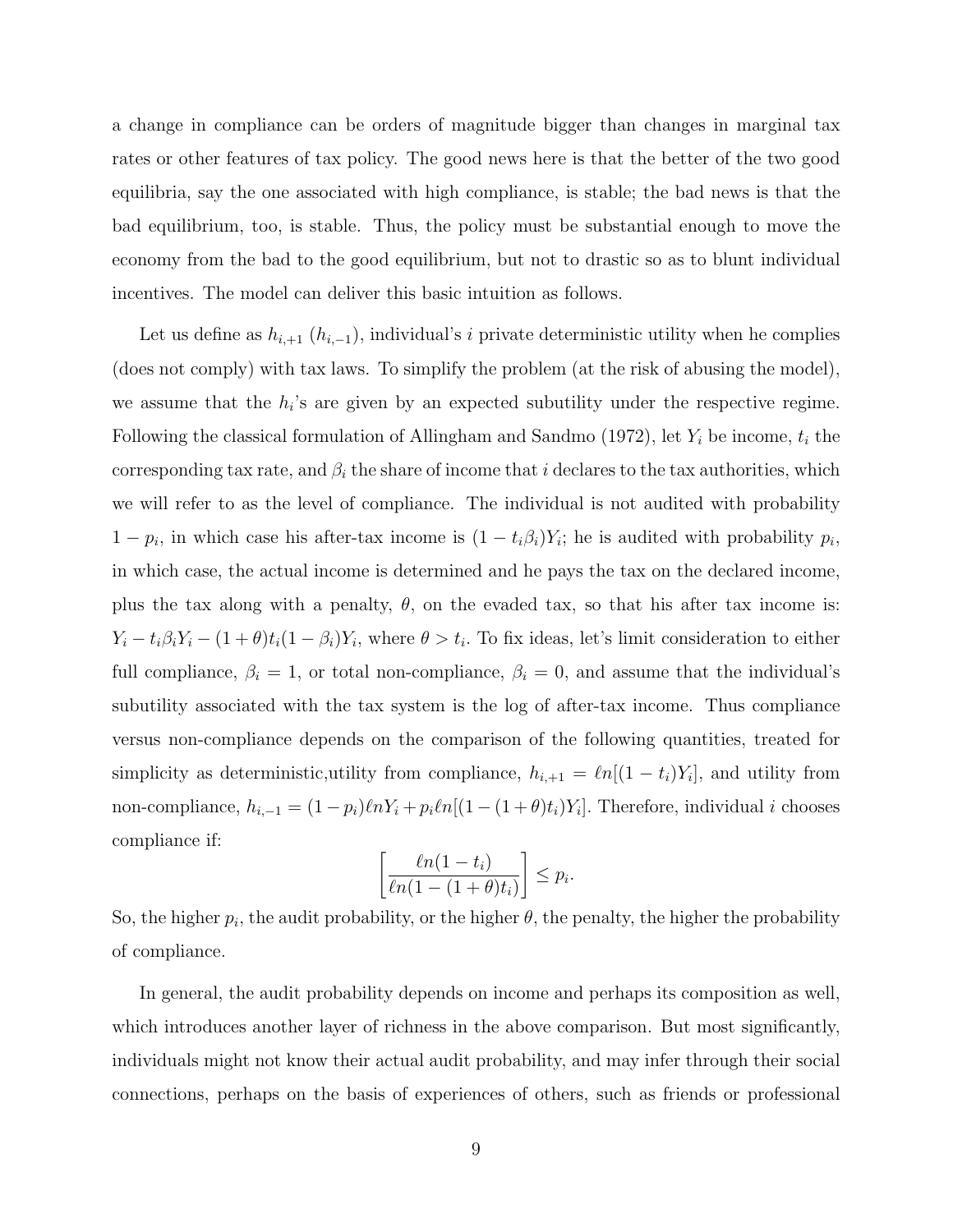a change in compliance can be orders of magnitude bigger than changes in marginal tax rates or other features of tax policy. The good news here is that the better of the two good equilibria, say the one associated with high compliance, is stable; the bad news is that the bad equilibrium, too, is stable. Thus, the policy must be substantial enough to move the economy from the bad to the good equilibrium, but not to drastic so as to blunt individual incentives. The model can deliver this basic intuition as follows.

Let us define as $h_{i,+1}$ ($h_{i,-1}$), individual's $i$ private deterministic utility when he complies (does not comply) with tax laws. To simplify the problem (at the risk of abusing the model), we assume that the $h_i$'s are given by an expected subutility under the respective regime. Following the classical formulation of Allingham and Sandmo (1972), let $Y_i$ be income, $t_i$ the corresponding tax rate, and $\beta_i$ the share of income that $i$ declares to the tax authorities, which we will refer to as the level of compliance. The individual is not audited with probability $1 - p_i$, in which case his after-tax income is $(1 - t_i\beta_i)Y_i$; he is audited with probability $p_i$, in which case, the actual income is determined and he pays the tax on the declared income, plus the tax along with a penalty, $\theta$, on the evaded tax, so that his after tax income is: $Y_i - t_i\beta_i Y_i - (1 + \theta)t_i(1 - \beta_i)Y_i$, where $\theta > t_i$. To fix ideas, let's limit consideration to either full compliance, $\beta_i = 1$, or total non-compliance, $\beta_i = 0$, and assume that the individual's subutility associated with the tax system is the log of after-tax income. Thus compliance versus non-compliance depends on the comparison of the following quantities, treated for simplicity as deterministic,utility from compliance, $h_{i,+1} = \ell n[(1 - t_i)Y_i]$, and utility from non-compliance, $h_{i,-1} = (1 - p_i)\ell n Y_i + p_i \ell n[(1 - (1 + \theta)t_i)Y_i]$. Therefore, individual $i$ chooses compliance if:

$$\left[\frac{\ell n(1 - t_i)}{\ell n(1 - (1 + \theta)t_i)}\right] \leq p_i.$$

So, the higher $p_i$, the audit probability, or the higher $\theta$, the penalty, the higher the probability of compliance.

In general, the audit probability depends on income and perhaps its composition as well, which introduces another layer of richness in the above comparison. But most significantly, individuals might not know their actual audit probability, and may infer through their social connections, perhaps on the basis of experiences of others, such as friends or professional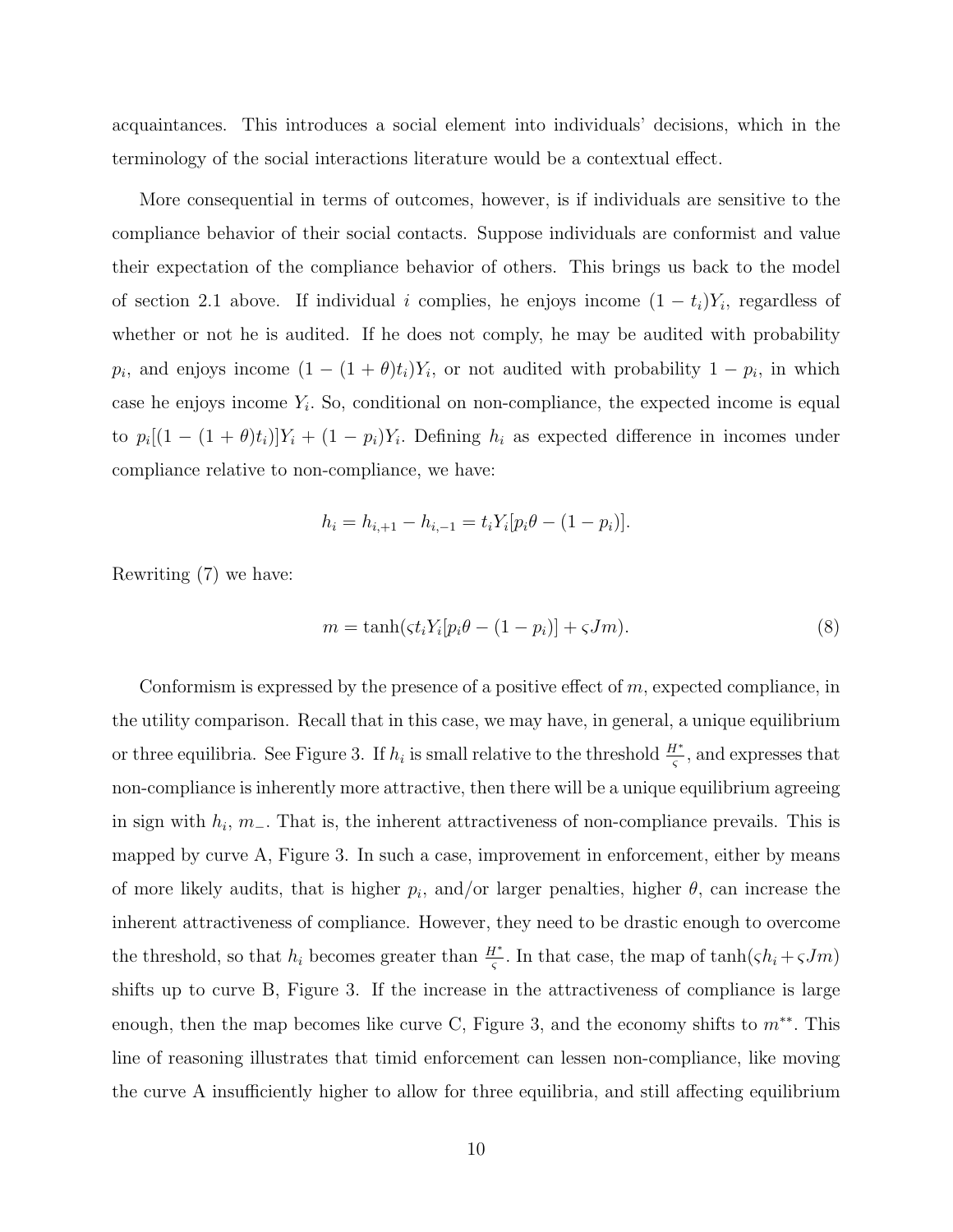acquaintances. This introduces a social element into individuals' decisions, which in the terminology of the social interactions literature would be a contextual effect.

More consequential in terms of outcomes, however, is if individuals are sensitive to the compliance behavior of their social contacts. Suppose individuals are conformist and value their expectation of the compliance behavior of others. This brings us back to the model of section 2.1 above. If individual $i$ complies, he enjoys income $(1-t_i)Y_i$, regardless of whether or not he is audited. If he does not comply, he may be audited with probability $p_i$, and enjoys income $(1-(1+\theta)t_i)Y_i$, or not audited with probability $1-p_i$, in which case he enjoys income $Y_i$. So, conditional on non-compliance, the expected income is equal to $p_i[(1-(1+\theta)t_i)]Y_i + (1-p_i)Y_i$. Defining $h_i$ as expected difference in incomes under compliance relative to non-compliance, we have:

$$h_i = h_{i,+1} - h_{i,-1} = t_i Y_i [p_i \theta - (1-p_i)].$$

Rewriting (7) we have:

$$m = \tanh(\varsigma t_i Y_i [p_i \theta - (1-p_i)] + \varsigma J m). \tag{8}$$

Conformism is expressed by the presence of a positive effect of $m$, expected compliance, in the utility comparison. Recall that in this case, we may have, in general, a unique equilibrium or three equilibria. See Figure 3. If $h_i$ is small relative to the threshold $\frac{H^*}{\varsigma}$, and expresses that non-compliance is inherently more attractive, then there will be a unique equilibrium agreeing in sign with $h_i$, $m_-$. That is, the inherent attractiveness of non-compliance prevails. This is mapped by curve A, Figure 3. In such a case, improvement in enforcement, either by means of more likely audits, that is higher $p_i$, and/or larger penalties, higher $\theta$, can increase the inherent attractiveness of compliance. However, they need to be drastic enough to overcome the threshold, so that $h_i$ becomes greater than $\frac{H^*}{\varsigma}$. In that case, the map of $\tanh(\varsigma h_i + \varsigma J m)$ shifts up to curve B, Figure 3. If the increase in the attractiveness of compliance is large enough, then the map becomes like curve C, Figure 3, and the economy shifts to $m^{**}$. This line of reasoning illustrates that timid enforcement can lessen non-compliance, like moving the curve A insufficiently higher to allow for three equilibria, and still affecting equilibrium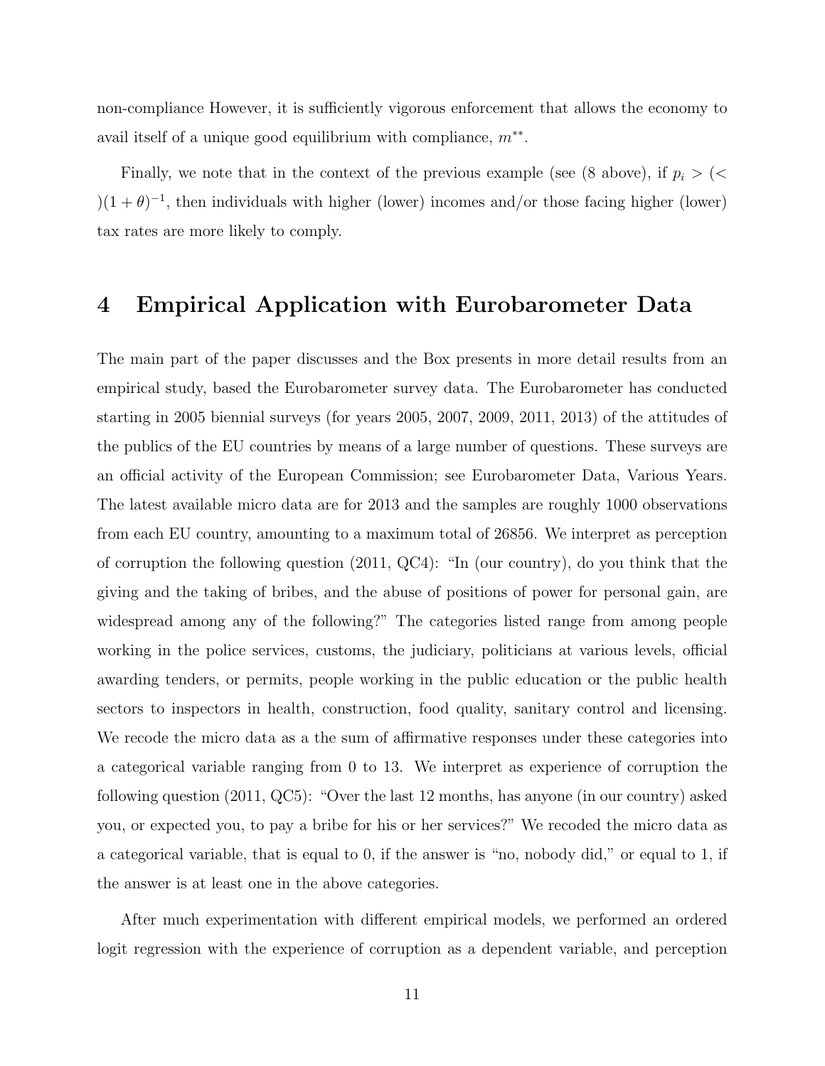non-compliance However, it is sufficiently vigorous enforcement that allows the economy to avail itself of a unique good equilibrium with compliance, $m^{**}$.

Finally, we note that in the context of the previous example (see (8 above), if $p_i > (<)(1+\theta)^{-1}$, then individuals with higher (lower) incomes and/or those facing higher (lower) tax rates are more likely to comply.

# 4 Empirical Application with Eurobarometer Data

The main part of the paper discusses and the Box presents in more detail results from an empirical study, based the Eurobarometer survey data. The Eurobarometer has conducted starting in 2005 biennial surveys (for years 2005, 2007, 2009, 2011, 2013) of the attitudes of the publics of the EU countries by means of a large number of questions. These surveys are an official activity of the European Commission; see Eurobarometer Data, Various Years. The latest available micro data are for 2013 and the samples are roughly 1000 observations from each EU country, amounting to a maximum total of 26856. We interpret as perception of corruption the following question (2011, QC4): "In (our country), do you think that the giving and the taking of bribes, and the abuse of positions of power for personal gain, are widespread among any of the following?" The categories listed range from among people working in the police services, customs, the judiciary, politicians at various levels, official awarding tenders, or permits, people working in the public education or the public health sectors to inspectors in health, construction, food quality, sanitary control and licensing. We recode the micro data as a the sum of affirmative responses under these categories into a categorical variable ranging from 0 to 13. We interpret as experience of corruption the following question (2011, QC5): "Over the last 12 months, has anyone (in our country) asked you, or expected you, to pay a bribe for his or her services?" We recoded the micro data as a categorical variable, that is equal to 0, if the answer is "no, nobody did," or equal to 1, if the answer is at least one in the above categories.

After much experimentation with different empirical models, we performed an ordered logit regression with the experience of corruption as a dependent variable, and perception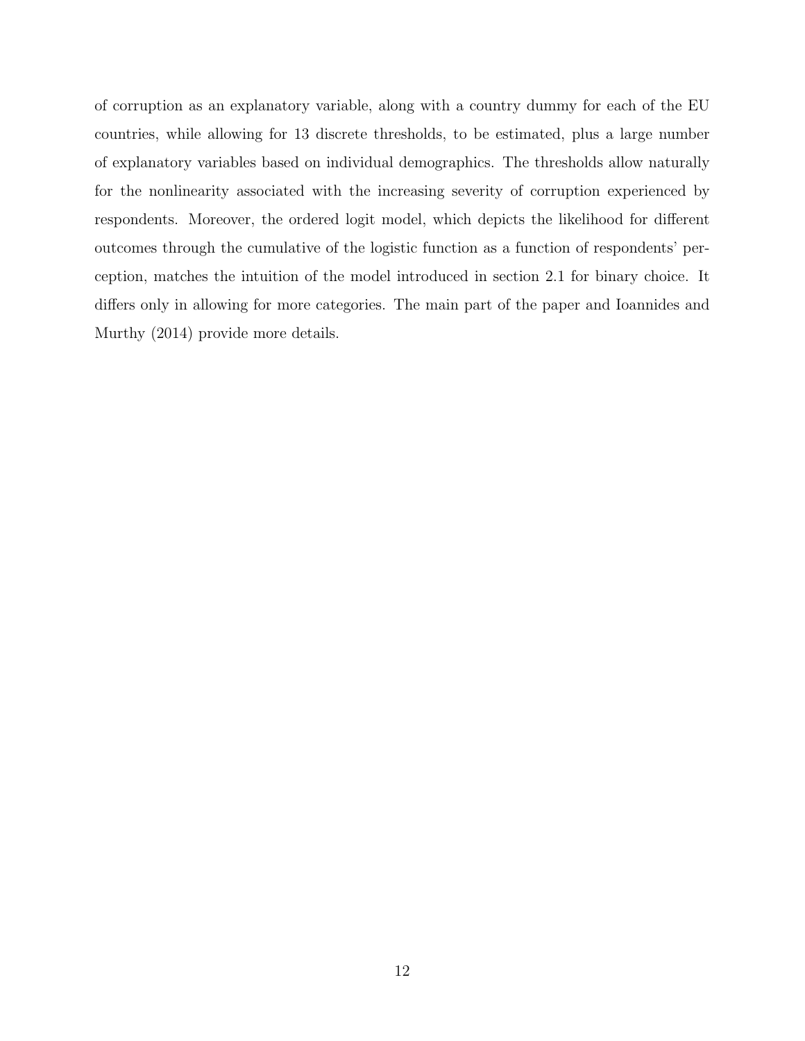of corruption as an explanatory variable, along with a country dummy for each of the EU countries, while allowing for 13 discrete thresholds, to be estimated, plus a large number of explanatory variables based on individual demographics. The thresholds allow naturally for the nonlinearity associated with the increasing severity of corruption experienced by respondents. Moreover, the ordered logit model, which depicts the likelihood for different outcomes through the cumulative of the logistic function as a function of respondents' perception, matches the intuition of the model introduced in section 2.1 for binary choice. It differs only in allowing for more categories. The main part of the paper and Ioannides and Murthy (2014) provide more details.